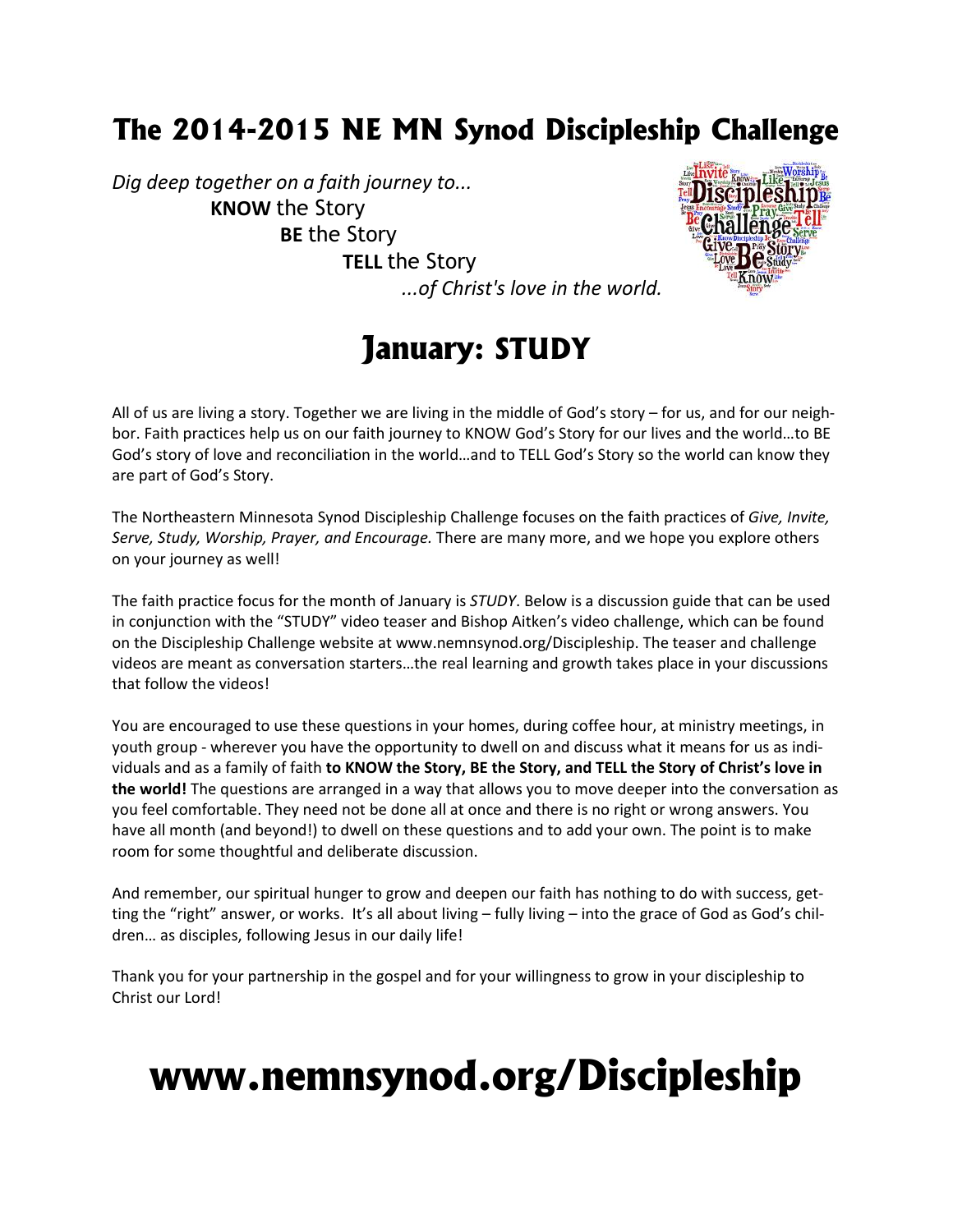# The 2014-2015 NE MN Synod Discipleship Challenge

*Dig deep together on a faith journey to...*

**KNOW** the Story

**BE** the Story

**TELL** the Story

*...of Christ's love in the world.*

## January: STUDY

All of us are living a story. Together we are living in the middle of God's story – for us, and for our neighbor. Faith practices help us on our faith journey to KNOW God's Story for our lives and the world…to BE God's story of love and reconciliation in the world…and to TELL God's Story so the world can know they are part of God's Story.

The Northeastern Minnesota Synod Discipleship Challenge focuses on the faith practices of *Give, Invite, Serve, Study, Worship, Prayer, and Encourage*. There are many more, and we hope you explore others on your journey as well!

The faith practice focus for the month of January is *STUDY*. Below is a discussion guide that can be used in conjunction with the "STUDY" video teaser and Bishop Aitken's video challenge, which can be found on the Discipleship Challenge website at www.nemnsynod.org/Discipleship. The teaser and challenge videos are meant as conversation starters…the real learning and growth takes place in your discussions that follow the videos!

You are encouraged to use these questions in your homes, during coffee hour, at ministry meetings, in youth group - wherever you have the opportunity to dwell on and discuss what it means for us as individuals and as a family of faith **to KNOW the Story, BE the Story, and TELL the Story of Christ's love in the world!** The questions are arranged in a way that allows you to move deeper into the conversation as you feel comfortable. They need not be done all at once and there is no right or wrong answers. You have all month (and beyond!) to dwell on these questions and to add your own. The point is to make room for some thoughtful and deliberate discussion.

And remember, our spiritual hunger to grow and deepen our faith has nothing to do with success, getting the "right" answer, or works. It's all about living – fully living – into the grace of God as God's children… as disciples, following Jesus in our daily life!

Thank you for your partnership in the gospel and for your willingness to grow in your discipleship to Christ our Lord!

# www.nemnsynod.org/Discipleship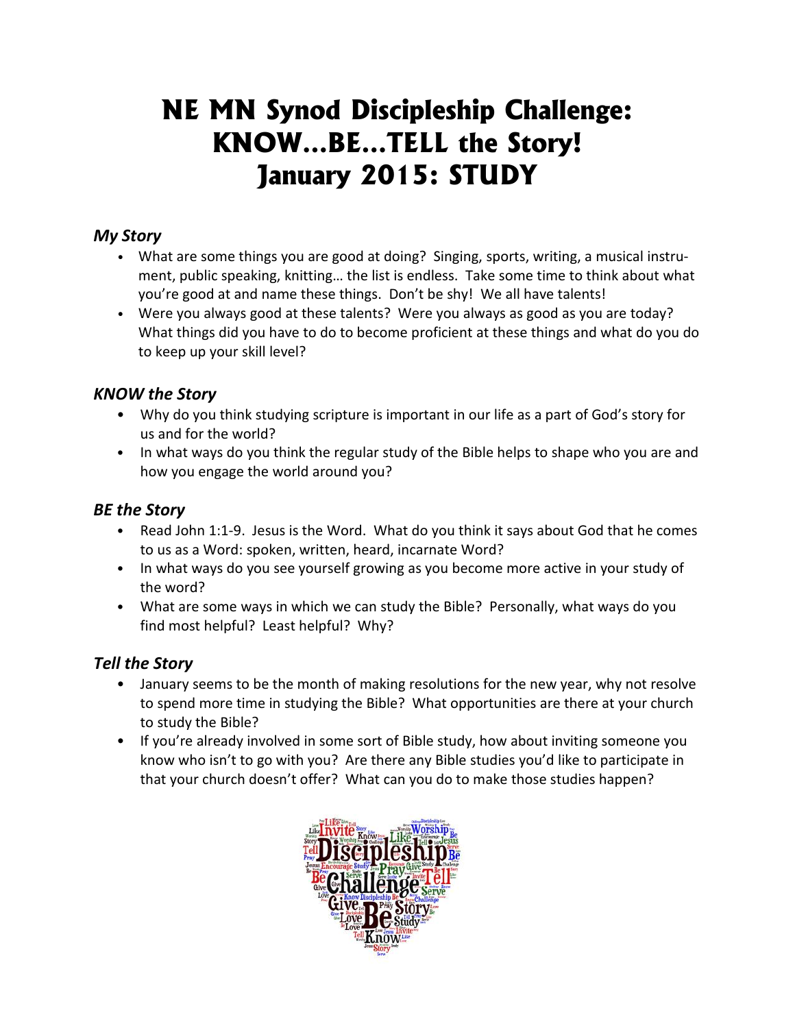# NE MN Synod Discipleship Challenge: KNOW...BE...TELL the Story! January 2015: STUDY

### *My Story*

- What are some things you are good at doing? Singing, sports, writing, a musical instrument, public speaking, knitting… the list is endless. Take some time to think about what you're good at and name these things. Don't be shy! We all have talents!
- Were you always good at these talents? Were you always as good as you are today? What things did you have to do to become proficient at these things and what do you do to keep up your skill level?

### *KNOW the Story*

- Why do you think studying scripture is important in our life as a part of God's story for us and for the world?
- In what ways do you think the regular study of the Bible helps to shape who you are and how you engage the world around you?

### *BE the Story*

- Read John 1:1-9. Jesus is the Word. What do you think it says about God that he comes to us as a Word: spoken, written, heard, incarnate Word?
- In what ways do you see yourself growing as you become more active in your study of the word?
- What are some ways in which we can study the Bible? Personally, what ways do you find most helpful? Least helpful? Why?

### *Tell the Story*

- January seems to be the month of making resolutions for the new year, why not resolve to spend more time in studying the Bible? What opportunities are there at your church to study the Bible?
- If you're already involved in some sort of Bible study, how about inviting someone you know who isn't to go with you? Are there any Bible studies you'd like to participate in that your church doesn't offer? What can you do to make those studies happen?